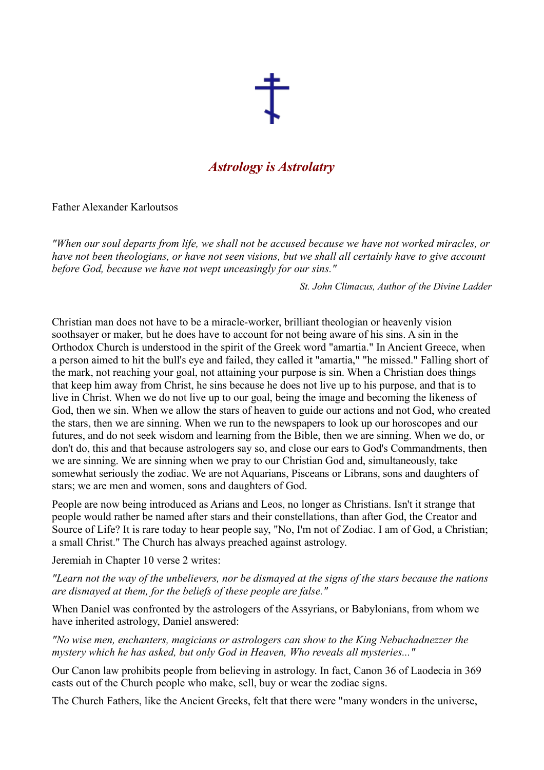# *Astrology is Astrolatry*

Father Alexander Karloutsos

*"When our soul departs from life, we shall not be accused because we have not worked miracles, or have not been theologians, or have not seen visions, but we shall all certainly have to give account before God, because we have not wept unceasingly for our sins."*

*St. John Climacus, Author of the Divine Ladder*

Christian man does not have to be a miracle-worker, brilliant theologian or heavenly vision soothsayer or maker, but he does have to account for not being aware of his sins. A sin in the Orthodox Church is understood in the spirit of the Greek word "amartia." In Ancient Greece, when a person aimed to hit the bull's eye and failed, they called it "amartia," "he missed." Falling short of the mark, not reaching your goal, not attaining your purpose is sin. When a Christian does things that keep him away from Christ, he sins because he does not live up to his purpose, and that is to live in Christ. When we do not live up to our goal, being the image and becoming the likeness of God, then we sin. When we allow the stars of heaven to guide our actions and not God, who created the stars, then we are sinning. When we run to the newspapers to look up our horoscopes and our futures, and do not seek wisdom and learning from the Bible, then we are sinning. When we do, or don't do, this and that because astrologers say so, and close our ears to God's Commandments, then we are sinning. We are sinning when we pray to our Christian God and, simultaneously, take somewhat seriously the zodiac. We are not Aquarians, Pisceans or Librans, sons and daughters of stars; we are men and women, sons and daughters of God.

People are now being introduced as Arians and Leos, no longer as Christians. Isn't it strange that people would rather be named after stars and their constellations, than after God, the Creator and Source of Life? It is rare today to hear people say, "No, I'm not of Zodiac. I am of God, a Christian; a small Christ." The Church has always preached against astrology.

Jeremiah in Chapter 10 verse 2 writes:

*"Learn not the way of the unbelievers, nor be dismayed at the signs of the stars because the nations are dismayed at them, for the beliefs of these people are false."*

When Daniel was confronted by the astrologers of the Assyrians, or Babylonians, from whom we have inherited astrology, Daniel answered:

*"No wise men, enchanters, magicians or astrologers can show to the King Nebuchadnezzer the mystery which he has asked, but only God in Heaven, Who reveals all mysteries..."*

Our Canon law prohibits people from believing in astrology. In fact, Canon 36 of Laodecia in 369 casts out of the Church people who make, sell, buy or wear the zodiac signs.

The Church Fathers, like the Ancient Greeks, felt that there were "many wonders in the universe,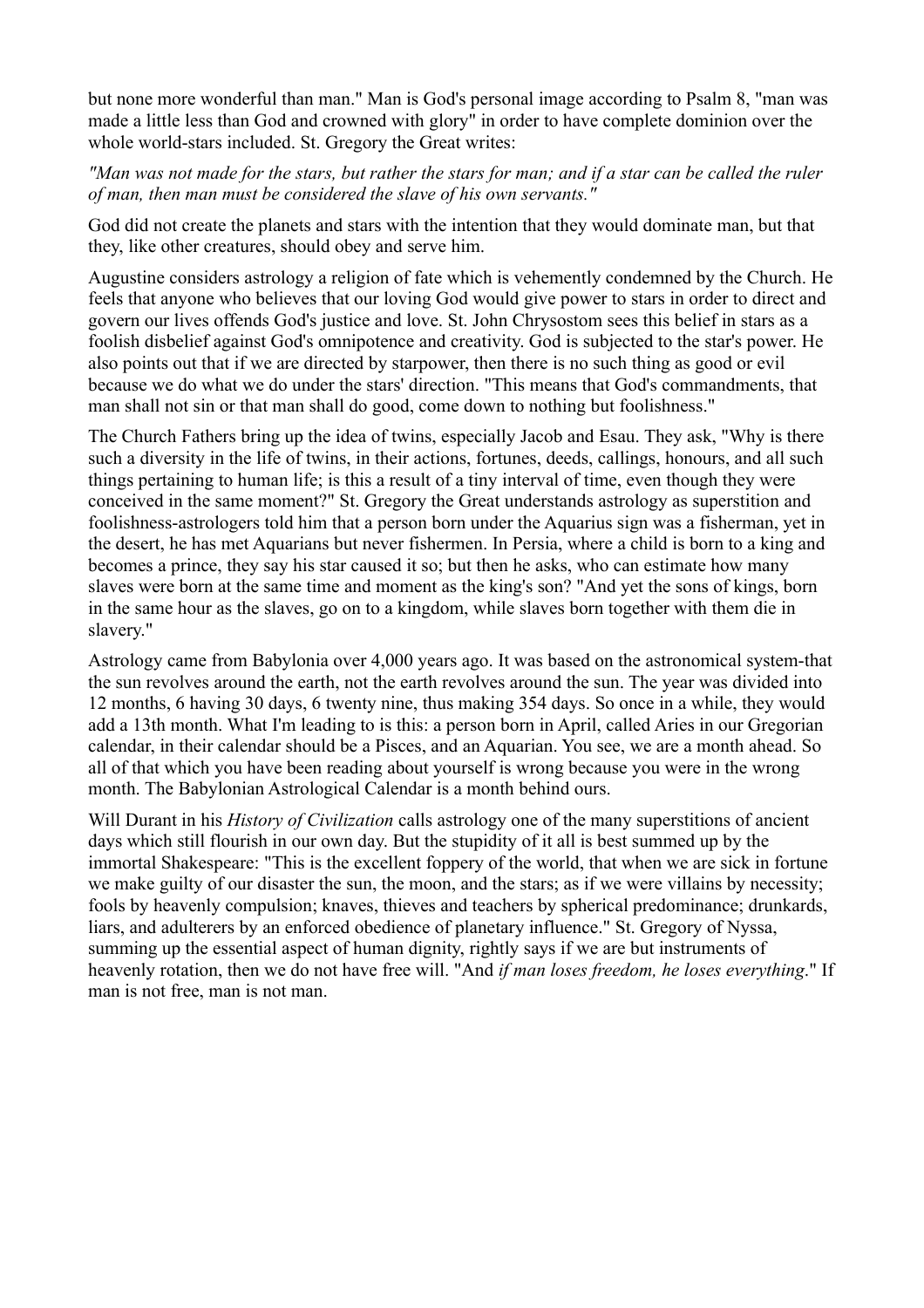but none more wonderful than man." Man is God's personal image according to Psalm 8, "man was made a little less than God and crowned with glory" in order to have complete dominion over the whole world-stars included. St. Gregory the Great writes:

*"Man was not made for the stars, but rather the stars for man; and if a star can be called the ruler of man, then man must be considered the slave of his own servants."*

God did not create the planets and stars with the intention that they would dominate man, but that they, like other creatures, should obey and serve him.

Augustine considers astrology a religion of fate which is vehemently condemned by the Church. He feels that anyone who believes that our loving God would give power to stars in order to direct and govern our lives offends God's justice and love. St. John Chrysostom sees this belief in stars as a foolish disbelief against God's omnipotence and creativity. God is subjected to the star's power. He also points out that if we are directed by starpower, then there is no such thing as good or evil because we do what we do under the stars' direction. "This means that God's commandments, that man shall not sin or that man shall do good, come down to nothing but foolishness."

The Church Fathers bring up the idea of twins, especially Jacob and Esau. They ask, "Why is there such a diversity in the life of twins, in their actions, fortunes, deeds, callings, honours, and all such things pertaining to human life; is this a result of a tiny interval of time, even though they were conceived in the same moment?" St. Gregory the Great understands astrology as superstition and foolishness-astrologers told him that a person born under the Aquarius sign was a fisherman, yet in the desert, he has met Aquarians but never fishermen. In Persia, where a child is born to a king and becomes a prince, they say his star caused it so; but then he asks, who can estimate how many slaves were born at the same time and moment as the king's son? "And yet the sons of kings, born in the same hour as the slaves, go on to a kingdom, while slaves born together with them die in slavery."

Astrology came from Babylonia over 4,000 years ago. It was based on the astronomical system-that the sun revolves around the earth, not the earth revolves around the sun. The year was divided into 12 months, 6 having 30 days, 6 twenty nine, thus making 354 days. So once in a while, they would add a 13th month. What I'm leading to is this: a person born in April, called Aries in our Gregorian calendar, in their calendar should be a Pisces, and an Aquarian. You see, we are a month ahead. So all of that which you have been reading about yourself is wrong because you were in the wrong month. The Babylonian Astrological Calendar is a month behind ours.

Will Durant in his *History of Civilization* calls astrology one of the many superstitions of ancient days which still flourish in our own day. But the stupidity of it all is best summed up by the immortal Shakespeare: "This is the excellent foppery of the world, that when we are sick in fortune we make guilty of our disaster the sun, the moon, and the stars; as if we were villains by necessity; fools by heavenly compulsion; knaves, thieves and teachers by spherical predominance; drunkards, liars, and adulterers by an enforced obedience of planetary influence." St. Gregory of Nyssa, summing up the essential aspect of human dignity, rightly says if we are but instruments of heavenly rotation, then we do not have free will. "And *if man loses freedom, he loses everything*." If man is not free, man is not man.